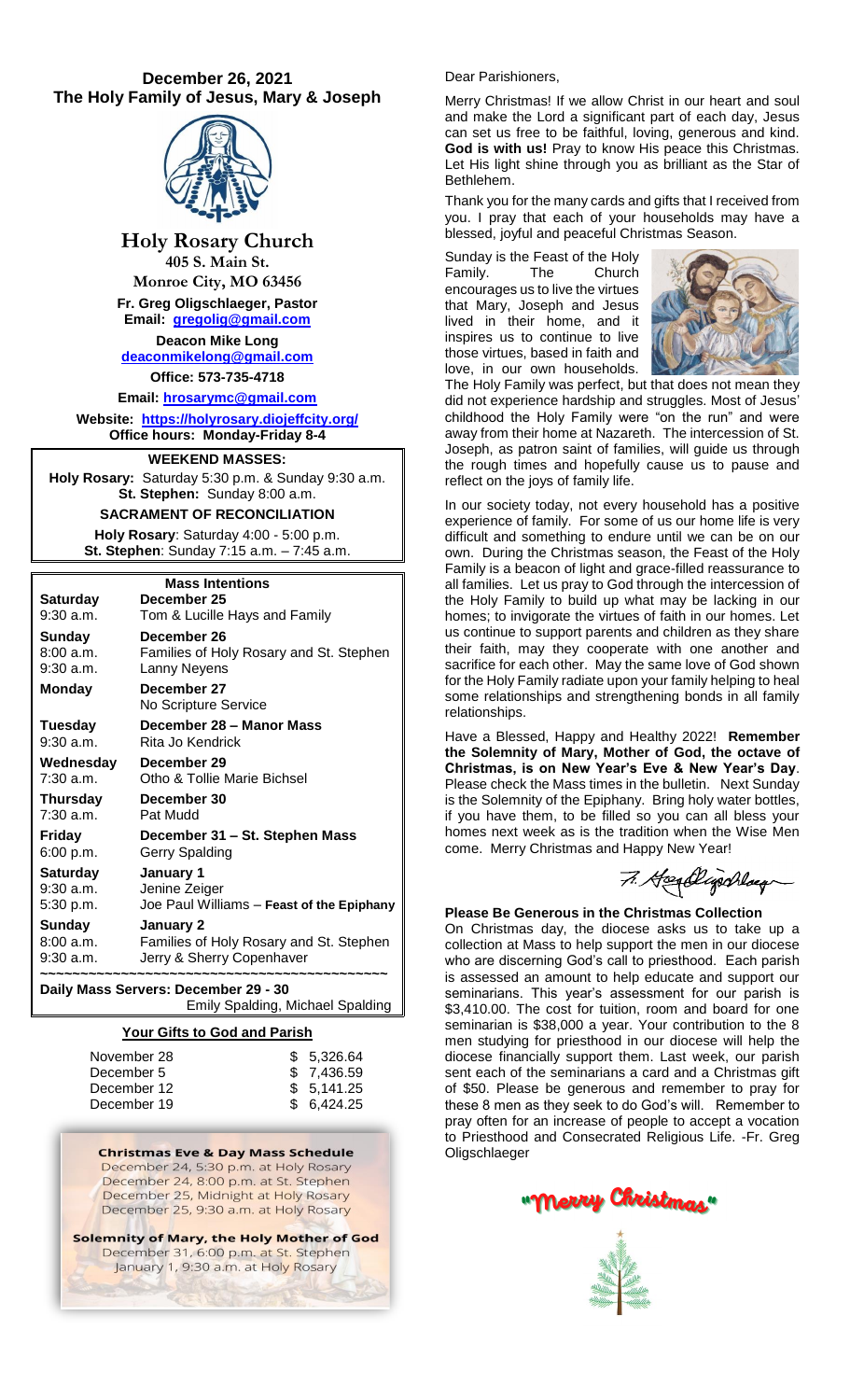# December 26, 2021
## The Holy Family of Jesus, Mary & Joseph

**Holy Rosary Church**
405 S. Main St.
Monroe City, MO 63456

**Fr. Greg Oligschlaeger, Pastor**
**Email: gregolig@gmail.com**

**Deacon Mike Long**
**deaconmikelong@gmail.com**

**Office: 573-735-4718**

**Email: hrosarymc@gmail.com**

**Website: https://holyrosary.diojeffcity.org/**
**Office hours: Monday-Friday 8-4**

**WEEKEND MASSES:**
**Holy Rosary:** Saturday 5:30 p.m. & Sunday 9:30 a.m.
**St. Stephen:** Sunday 8:00 a.m.

**SACRAMENT OF RECONCILIATION**
**Holy Rosary**: Saturday 4:00 - 5:00 p.m.
**St. Stephen**: Sunday 7:15 a.m. – 7:45 a.m.

### Mass Intentions

| | |
|---|---|
| **Saturday** | **December 25** |
| 9:30 a.m. | Tom & Lucille Hays and Family |
| **Sunday** | **December 26** |
| 8:00 a.m. | Families of Holy Rosary and St. Stephen |
| 9:30 a.m. | Lanny Neyens |
| **Monday** | **December 27** |
| | No Scripture Service |
| **Tuesday** | **December 28 – Manor Mass** |
| 9:30 a.m. | Rita Jo Kendrick |
| **Wednesday** | **December 29** |
| 7:30 a.m. | Otho & Tollie Marie Bichsel |
| **Thursday** | **December 30** |
| 7:30 a.m. | Pat Mudd |
| **Friday** | **December 31 – St. Stephen Mass** |
| 6:00 p.m. | Gerry Spalding |
| **Saturday** | **January 1** |
| 9:30 a.m. | Jenine Zeiger |
| 5:30 p.m. | Joe Paul Williams – **Feast of the Epiphany** |
| **Sunday** | **January 2** |
| 8:00 a.m. | Families of Holy Rosary and St. Stephen |
| 9:30 a.m. | Jerry & Sherry Copenhaver |

**Daily Mass Servers: December 29 - 30**
Emily Spalding, Michael Spalding

### Your Gifts to God and Parish

| | |
|---|---|
| November 28 | $ 5,326.64 |
| December 5 | $ 7,436.59 |
| December 12 | $ 5,141.25 |
| December 19 | $ 6,424.25 |

**Christmas Eve & Day Mass Schedule**
December 24, 5:30 p.m. at Holy Rosary
December 24, 8:00 p.m. at St. Stephen
December 25, Midnight at Holy Rosary
December 25, 9:30 a.m. at Holy Rosary

**Solemnity of Mary, the Holy Mother of God**
December 31, 6:00 p.m. at St. Stephen
January 1, 9:30 a.m. at Holy Rosary

Dear Parishioners,

Merry Christmas! If we allow Christ in our heart and soul and make the Lord a significant part of each day, Jesus can set us free to be faithful, loving, generous and kind. **God is with us!** Pray to know His peace this Christmas. Let His light shine through you as brilliant as the Star of Bethlehem.

Thank you for the many cards and gifts that I received from you. I pray that each of your households may have a blessed, joyful and peaceful Christmas Season.

Sunday is the Feast of the Holy Family. The Church encourages us to live the virtues that Mary, Joseph and Jesus lived in their home, and it inspires us to continue to live those virtues, based in faith and love, in our own households. The Holy Family was perfect, but that does not mean they did not experience hardship and struggles. Most of Jesus' childhood the Holy Family were "on the run" and were away from their home at Nazareth. The intercession of St. Joseph, as patron saint of families, will guide us through the rough times and hopefully cause us to pause and reflect on the joys of family life.

In our society today, not every household has a positive experience of family. For some of us our home life is very difficult and something to endure until we can be on our own. During the Christmas season, the Feast of the Holy Family is a beacon of light and grace-filled reassurance to all families. Let us pray to God through the intercession of the Holy Family to build up what may be lacking in our homes; to invigorate the virtues of faith in our homes. Let us continue to support parents and children as they share their faith, may they cooperate with one another and sacrifice for each other. May the same love of God shown for the Holy Family radiate upon your family helping to heal some relationships and strengthening bonds in all family relationships.

Have a Blessed, Happy and Healthy 2022! **Remember the Solemnity of Mary, Mother of God, the octave of Christmas, is on New Year's Eve & New Year's Day**. Please check the Mass times in the bulletin. Next Sunday is the Solemnity of the Epiphany. Bring holy water bottles, if you have them, to be filled so you can all bless your homes next week as is the tradition when the Wise Men come. Merry Christmas and Happy New Year!

Fr. Greg Oligschlaeger

### Please Be Generous in the Christmas Collection

On Christmas day, the diocese asks us to take up a collection at Mass to help support the men in our diocese who are discerning God's call to priesthood. Each parish is assessed an amount to help educate and support our seminarians. This year's assessment for our parish is $3,410.00. The cost for tuition, room and board for one seminarian is $38,000 a year. Your contribution to the 8 men studying for priesthood in our diocese will help the diocese financially support them. Last week, our parish sent each of the seminarians a card and a Christmas gift of $50. Please be generous and remember to pray for these 8 men as they seek to do God's will. Remember to pray often for an increase of people to accept a vocation to Priesthood and Consecrated Religious Life. -Fr. Greg Oligschlaeger

"Merry Christmas"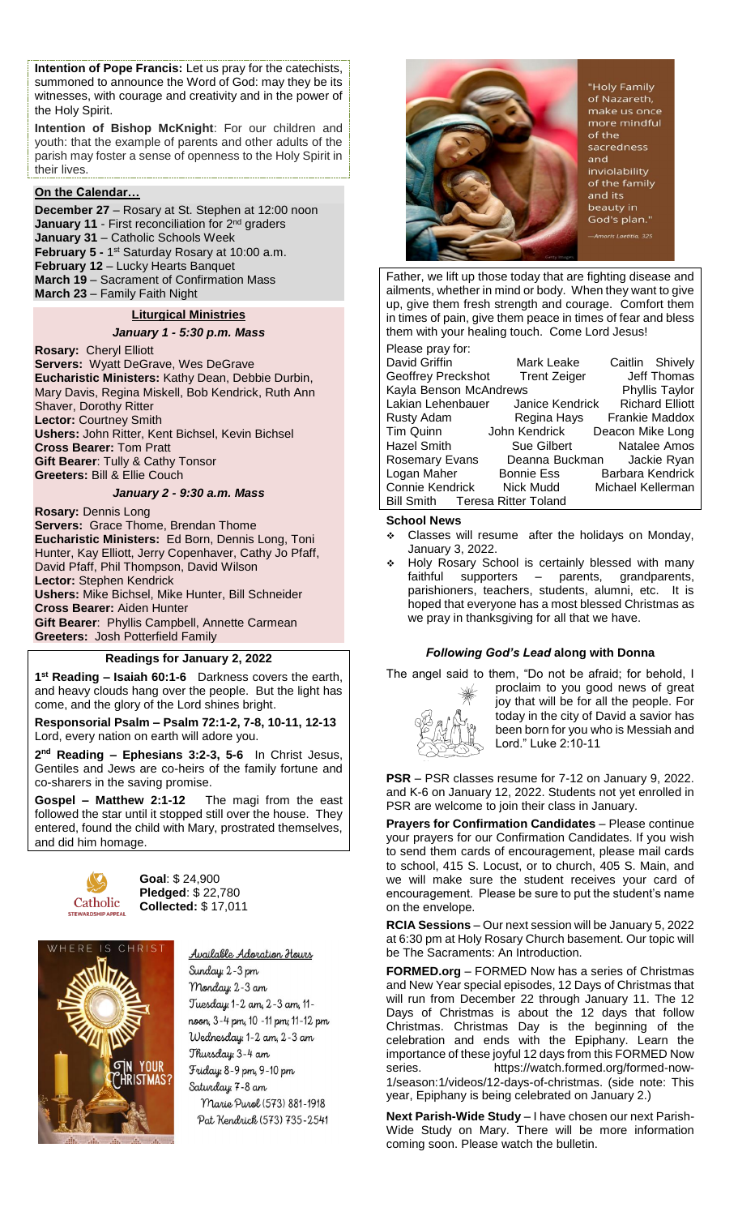**Intention of Pope Francis:** Let us pray for the catechists, summoned to announce the Word of God: may they be its witnesses, with courage and creativity and in the power of the Holy Spirit.

**Intention of Bishop McKnight**: For our children and youth: that the example of parents and other adults of the parish may foster a sense of openness to the Holy Spirit in their lives.

**On the Calendar…**

**December 27** – Rosary at St. Stephen at 12:00 noon
**January 11** - First reconciliation for 2nd graders
**January 31** – Catholic Schools Week
**February 5** - 1st Saturday Rosary at 10:00 a.m.
**February 12** – Lucky Hearts Banquet
**March 19** – Sacrament of Confirmation Mass
**March 23** – Family Faith Night

### Liturgical Ministries

***January 1 - 5:30 p.m. Mass***

**Rosary:** Cheryl Elliott
**Servers:** Wyatt DeGrave, Wes DeGrave
**Eucharistic Ministers:** Kathy Dean, Debbie Durbin, Mary Davis, Regina Miskell, Bob Kendrick, Ruth Ann Shaver, Dorothy Ritter
**Lector:** Courtney Smith
**Ushers:** John Ritter, Kent Bichsel, Kevin Bichsel
**Cross Bearer:** Tom Pratt
**Gift Bearer**: Tully & Cathy Tonsor
**Greeters:** Bill & Ellie Couch

***January 2 - 9:30 a.m. Mass***

**Rosary:** Dennis Long
**Servers:** Grace Thome, Brendan Thome
**Eucharistic Ministers:** Ed Born, Dennis Long, Toni Hunter, Kay Elliott, Jerry Copenhaver, Cathy Jo Pfaff, David Pfaff, Phil Thompson, David Wilson
**Lector:** Stephen Kendrick
**Ushers:** Mike Bichsel, Mike Hunter, Bill Schneider
**Cross Bearer:** Aiden Hunter
**Gift Bearer**: Phyllis Campbell, Annette Carmean
**Greeters:** Josh Potterfield Family

### Readings for January 2, 2022

**1st Reading – Isaiah 60:1-6** Darkness covers the earth, and heavy clouds hang over the people. But the light has come, and the glory of the Lord shines bright.

**Responsorial Psalm – Psalm 72:1-2, 7-8, 10-11, 12-13** Lord, every nation on earth will adore you.

**2nd Reading – Ephesians 3:2-3, 5-6** In Christ Jesus, Gentiles and Jews are co-heirs of the family fortune and co-sharers in the saving promise.

**Gospel – Matthew 2:1-12** The magi from the east followed the star until it stopped still over the house. They entered, found the child with Mary, prostrated themselves, and did him homage.

Catholic Stewardship Appeal

**Goal**: $ 24,900
**Pledged**: $ 22,780
**Collected:** $ 17,011

WHERE IS CHRIST IN YOUR CHRISTMAS?

**Available Adoration Hours**

Sunday: 2 - 3 pm
Monday: 2 - 3 am
Tuesday: 1 - 2 am, 2 - 3 am, 11- noon, 3 - 4 pm, 10 - 11 pm; 11-12 pm
Wednesday: 1 - 2 am, 2 - 3 am
Thursday: 3 - 4 am
Friday: 8 - 9 pm, 9 - 10 pm
Saturday: 7 - 8 am

Marie Purol (573) 881-1918
Pat Kendrick (573) 735-2541

"Holy Family of Nazareth, make us once more mindful of the sacredness and inviolability of the family and its beauty in God's plan."
—Amoris Laetitia, 325

Father, we lift up those today that are fighting disease and ailments, whether in mind or body. When they want to give up, give them fresh strength and courage. Comfort them in times of pain, give them peace in times of fear and bless them with your healing touch. Come Lord Jesus!

Please pray for:

| | | |
|---|---|---|
| David Griffin | Mark Leake | Caitlin Shively |
| Geoffrey Preckshot | Trent Zeiger | Jeff Thomas |
| Kayla Benson McAndrews | | Phyllis Taylor |
| Lakian Lehenbauer | Janice Kendrick | Richard Elliott |
| Rusty Adam | Regina Hays | Frankie Maddox |
| Tim Quinn | John Kendrick | Deacon Mike Long |
| Hazel Smith | Sue Gilbert | Natalee Amos |
| Rosemary Evans | Deanna Buckman | Jackie Ryan |
| Logan Maher | Bonnie Ess | Barbara Kendrick |
| Connie Kendrick | Nick Mudd | Michael Kellerman |
| Bill Smith | Teresa Ritter Toland | |

### School News

- Classes will resume after the holidays on Monday, January 3, 2022.
- Holy Rosary School is certainly blessed with many faithful supporters – parents, grandparents, parishioners, teachers, students, alumni, etc. It is hoped that everyone has a most blessed Christmas as we pray in thanksgiving for all that we have.

### *Following God's Lead* along with Donna

The angel said to them, "Do not be afraid; for behold, I proclaim to you good news of great joy that will be for all the people. For today in the city of David a savior has been born for you who is Messiah and Lord." Luke 2:10-11

**PSR** – PSR classes resume for 7-12 on January 9, 2022. and K-6 on January 12, 2022. Students not yet enrolled in PSR are welcome to join their class in January.

**Prayers for Confirmation Candidates** – Please continue your prayers for our Confirmation Candidates. If you wish to send them cards of encouragement, please mail cards to school, 415 S. Locust, or to church, 405 S. Main, and we will make sure the student receives your card of encouragement. Please be sure to put the student's name on the envelope.

**RCIA Sessions** – Our next session will be January 5, 2022 at 6:30 pm at Holy Rosary Church basement. Our topic will be The Sacraments: An Introduction.

**FORMED.org** – FORMED Now has a series of Christmas and New Year special episodes, 12 Days of Christmas that will run from December 22 through January 11. The 12 Days of Christmas is about the 12 days that follow Christmas. Christmas Day is the beginning of the celebration and ends with the Epiphany. Learn the importance of these joyful 12 days from this FORMED Now series. https://watch.formed.org/formed-now-1/season:1/videos/12-days-of-christmas. (side note: This year, Epiphany is being celebrated on January 2.)

**Next Parish-Wide Study** – I have chosen our next Parish-Wide Study on Mary. There will be more information coming soon. Please watch the bulletin.